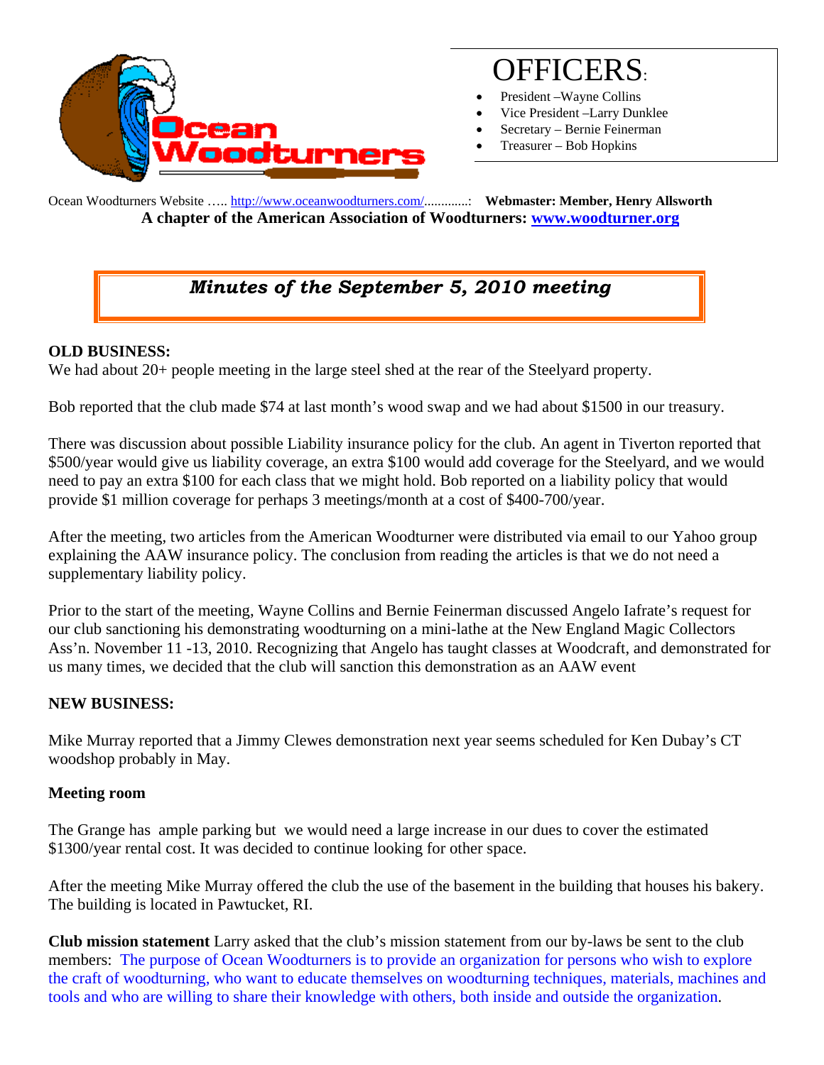# OFFICERS:

- President –Wayne Collins
- Vice President –Larry Dunklee
- Setretary – Bernie Feinerman
- Treasurer – Bob Hopkins

Ocean Woodturners Website ….. http://www.oceanwoodturners.com/.............: **Webmaster: Member, Henry Allsworth**

**A chapter of the American Association of Woodturners: www.woodturner.org**

## *Minutes of the September 5, 2010 meeting*

**OLD BUSINESS:**

We had about 20+ people meeting in the large steel shed at the rear of the Steelyard property.

Bob reported that the club made $74 at last month's wood swap and we had about $1500 in our treasury.

There was discussion about possible Liability insurance policy for the club. An agent in Tiverton reported that $500/year would give us liability coverage, an extra $100 would add coverage for the Steelyard, and we would need to pay an extra $100 for each class that we might hold. Bob reported on a liability policy that would provide $1 million coverage for perhaps 3 meetings/month at a cost of $400-700/year.

After the meeting, two articles from the American Woodturner were distributed via email to our Yahoo group explaining the AAW insurance policy. The conclusion from reading the articles is that we do not need a supplementary liability policy.

Prior to the start of the meeting, Wayne Collins and Bernie Feinerman discussed Angelo Iafrate's request for our club sanctioning his demonstrating woodturning on a mini-lathe at the New England Magic Collectors Ass'n. November 11 -13, 2010. Recognizing that Angelo has taught classes at Woodcraft, and demonstrated for us many times, we decided that the club will sanction this demonstration as an AAW event

**NEW BUSINESS:**

Mike Murray reported that a Jimmy Clewes demonstration next year seems scheduled for Ken Dubay's CT woodshop probably in May.

**Meeting room**

The Grange has ample parking but we would need a large increase in our dues to cover the estimated $1300/year rental cost. It was decided to continue looking for other space.

After the meeting Mike Murray offered the club the use of the basement in the building that houses his bakery. The building is located in Pawtucket, RI.

**Club mission statement** Larry asked that the club's mission statement from our by-laws be sent to the club members: The purpose of Ocean Woodturners is to provide an organization for persons who wish to explore the craft of woodturning, who want to educate themselves on woodturning techniques, materials, machines and tools and who are willing to share their knowledge with others, both inside and outside the organization.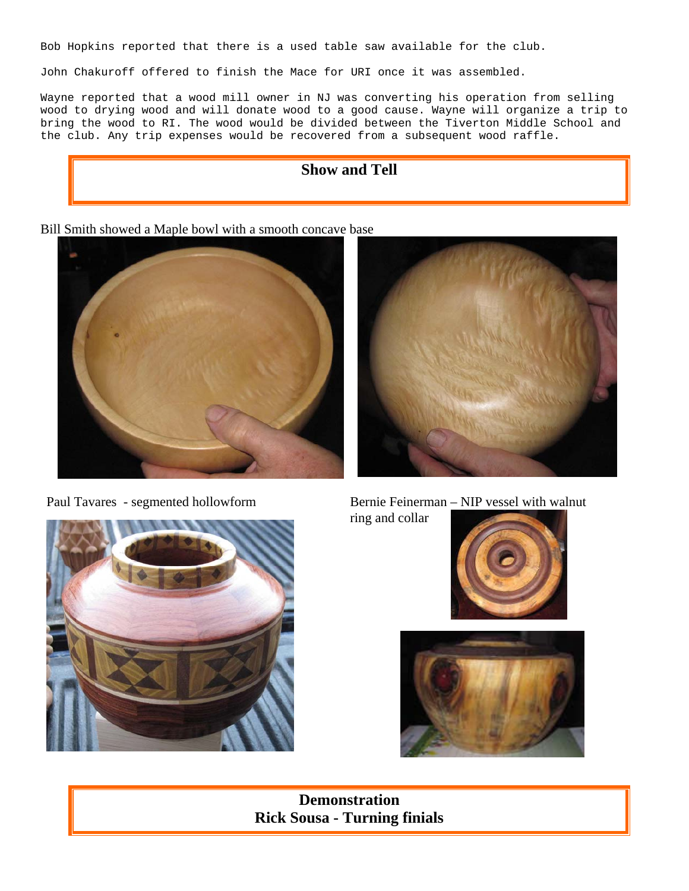Bob Hopkins reported that there is a used table saw available for the club.

John Chakuroff offered to finish the Mace for URI once it was assembled.

Wayne reported that a wood mill owner in NJ was converting his operation from selling wood to drying wood and will donate wood to a good cause. Wayne will organize a trip to bring the wood to RI. The wood would be divided between the Tiverton Middle School and the club. Any trip expenses would be recovered from a subsequent wood raffle.

## Show and Tell

Bill Smith showed a Maple bowl with a smooth concave base

Paul Tavares - segmented hollowform

Bernie Feinerman – NIP vessel with walnut ring and collar

## Demonstration
## Rick Sousa - Turning finials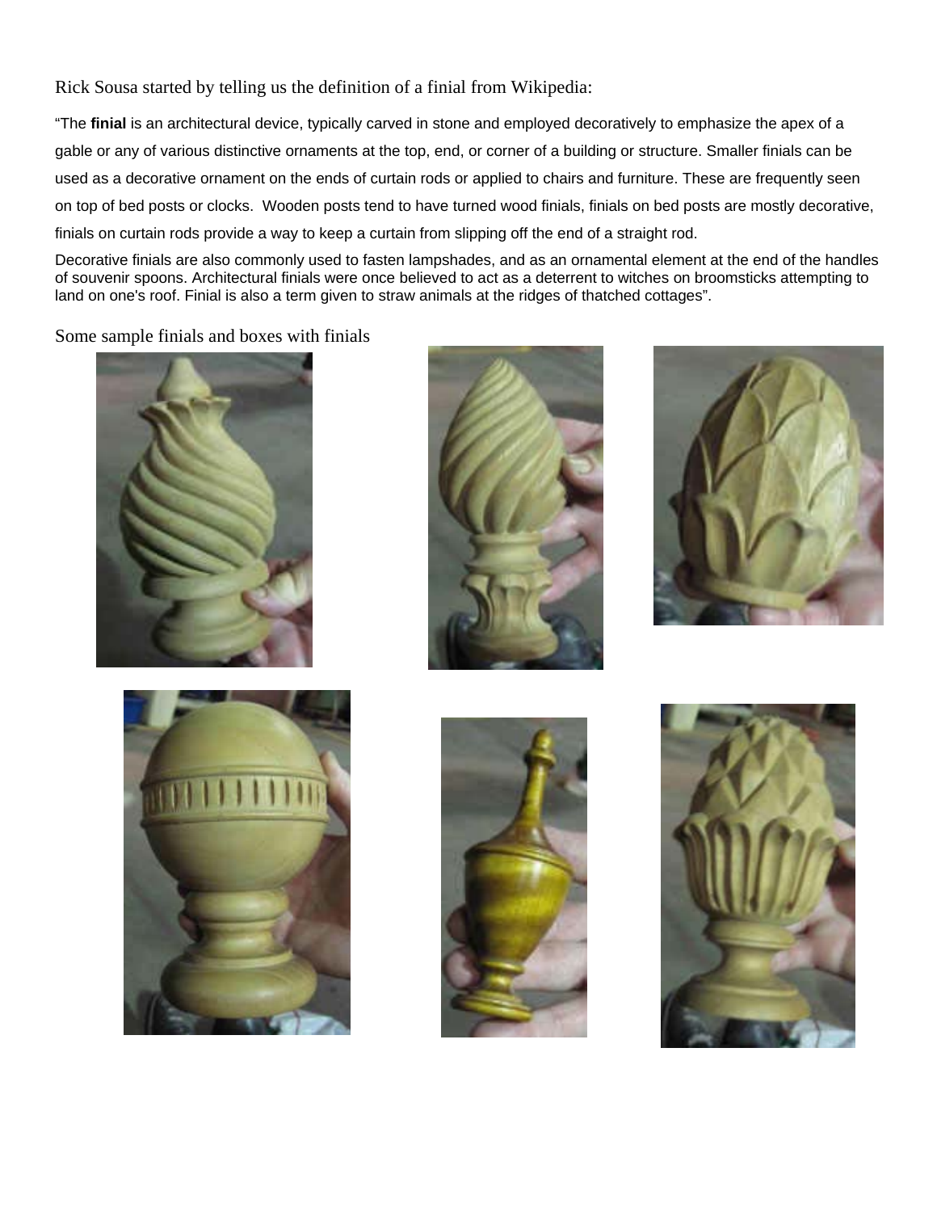Rick Sousa started by telling us the definition of a finial from Wikipedia:

"The **finial** is an architectural device, typically carved in stone and employed decoratively to emphasize the apex of a gable or any of various distinctive ornaments at the top, end, or corner of a building or structure. Smaller finials can be used as a decorative ornament on the ends of curtain rods or applied to chairs and furniture. These are frequently seen on top of bed posts or clocks. Wooden posts tend to have turned wood finials, finials on bed posts are mostly decorative, finials on curtain rods provide a way to keep a curtain from slipping off the end of a straight rod.

Decorative finials are also commonly used to fasten lampshades, and as an ornamental element at the end of the handles of souvenir spoons. Architectural finials were once believed to act as a deterrent to witches on broomsticks attempting to land on one's roof. Finial is also a term given to straw animals at the ridges of thatched cottages".

Some sample finials and boxes with finials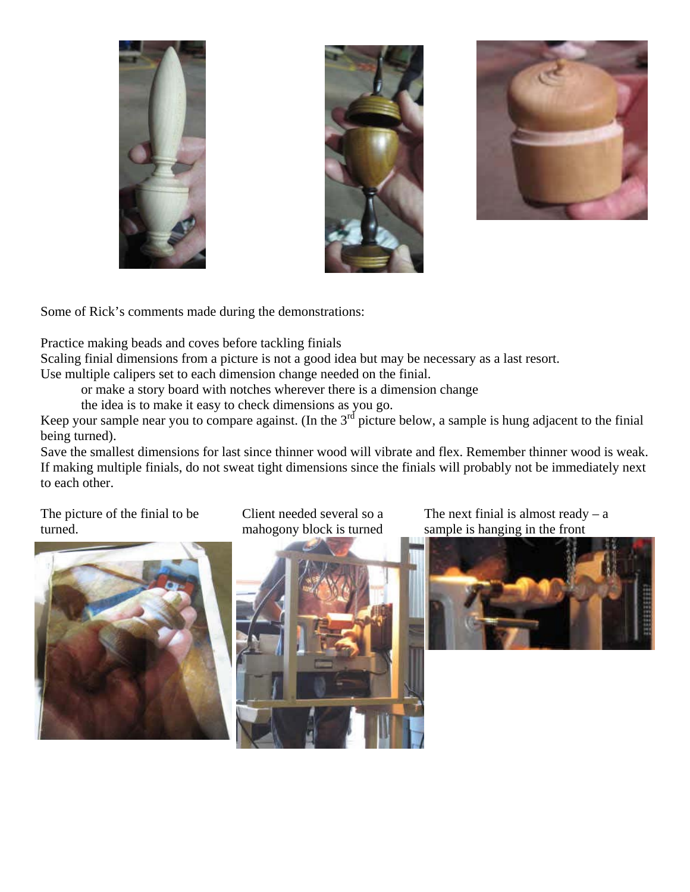Some of Rick's comments made during the demonstrations:

Practice making beads and coves before tackling finials
Scaling finial dimensions from a picture is not a good idea but may be necessary as a last resort.
Use multiple calipers set to each dimension change needed on the finial.

    or make a story board with notches wherever there is a dimension change
    the idea is to make it easy to check dimensions as you go.

Keep your sample near you to compare against. (In the 3rd picture below, a sample is hung adjacent to the finial being turned).
Save the smallest dimensions for last since thinner wood will vibrate and flex. Remember thinner wood is weak.
If making multiple finials, do not sweat tight dimensions since the finials will probably not be immediately next to each other.

The picture of the finial to be turned.

Client needed several so a mahogany block is turned

The next finial is almost ready – a sample is hanging in the front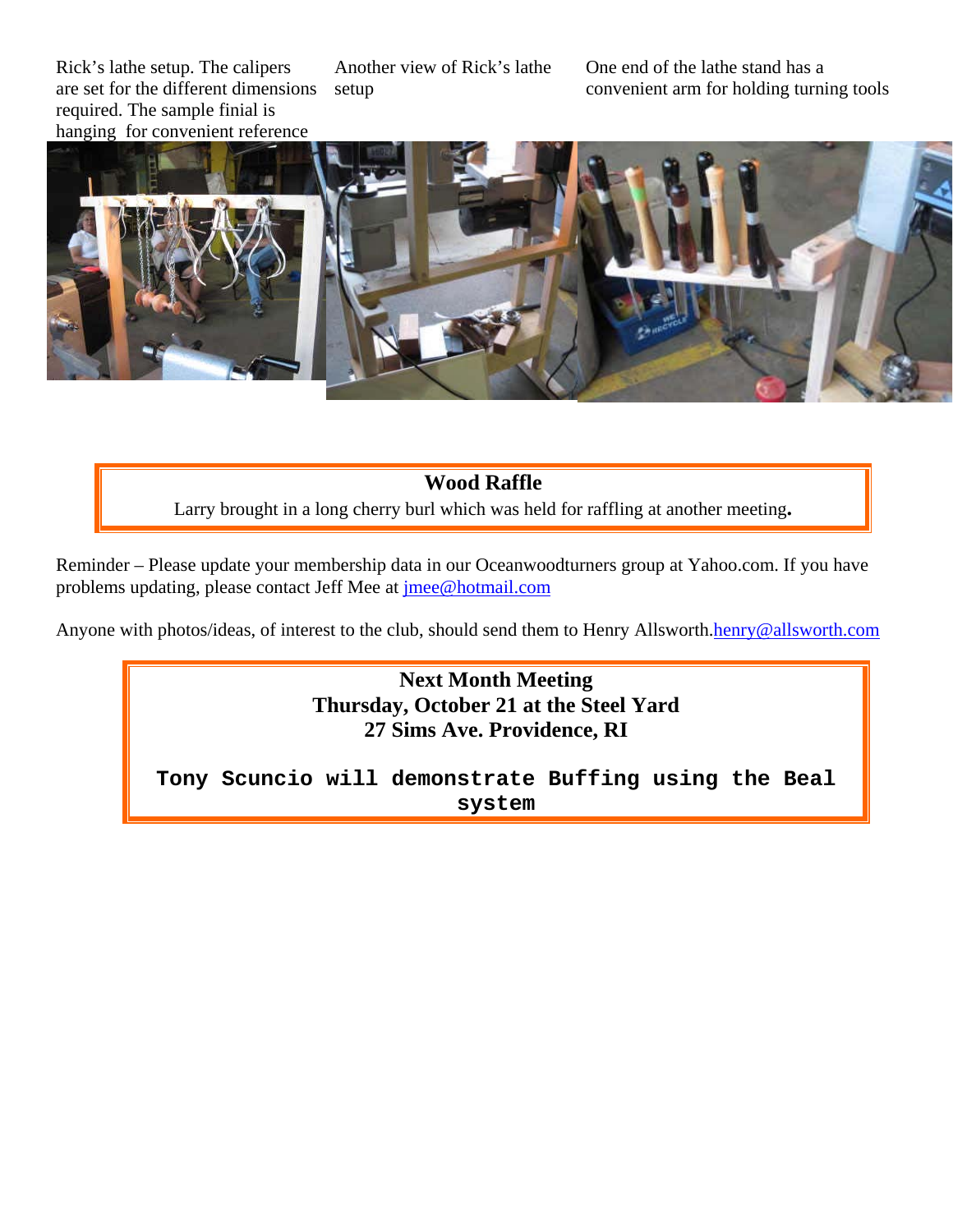Rick's lathe setup. The calipers are set for the different dimensions required. The sample finial is hanging for convenient reference

Another view of Rick's lathe setup

One end of the lathe stand has a convenient arm for holding turning tools

**Wood Raffle**

Larry brought in a long cherry burl which was held for raffling at another meeting.

Reminder – Please update your membership data in our Oceanwoodturners group at Yahoo.com. If you have problems updating, please contact Jeff Mee at jmee@hotmail.com

Anyone with photos/ideas, of interest to the club, should send them to Henry Allsworth.henry@allsworth.com

**Next Month Meeting**
**Thursday, October 21 at the Steel Yard**
**27 Sims Ave. Providence, RI**

**Tony Scuncio will demonstrate Buffing using the Beal system**